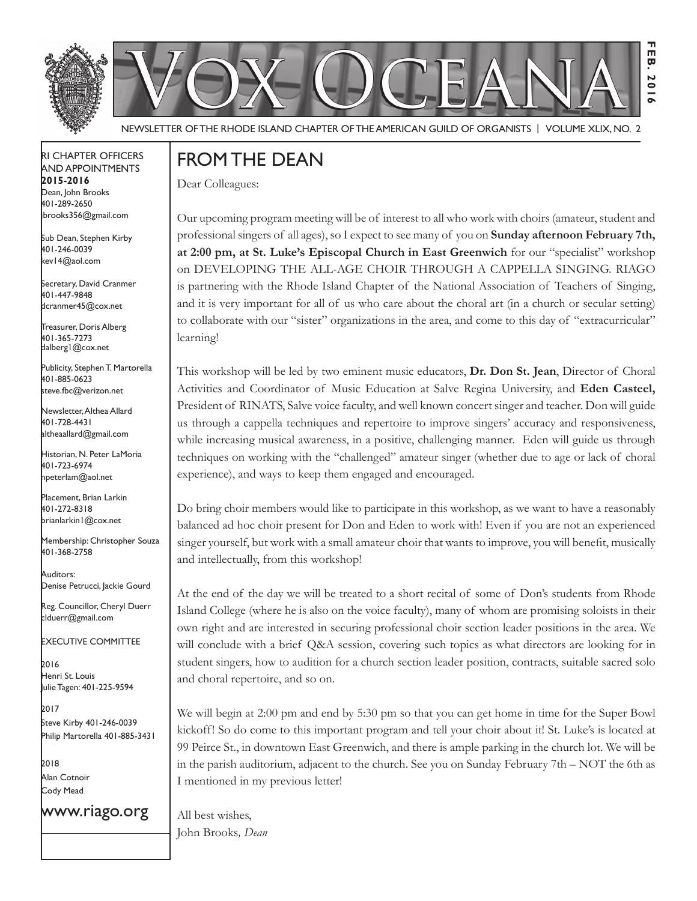# VOX OCEANA

NEWSLETTER OF THE RHODE ISLAND CHAPTER OF THE AMERICAN GUILD OF ORGANISTS | VOLUME XLIX, NO. 2

FEB. 2016

RI CHAPTER OFFICERS AND APPOINTMENTS
**2015-2016**

Dean, John Brooks
401-289-2650
jbrooks356@gmail.com

Sub Dean, Stephen Kirby
401-246-0039
kev14@aol.com

Secretary, David Cranmer
401-447-9848
dcranmer45@cox.net

Treasurer, Doris Alberg
401-365-7273
dalberg1@cox.net

Publicity, Stephen T. Martorella
401-885-0623
steve.fbc@verizon.net

Newsletter, Althea Allard
401-728-4431
altheaallard@gmail.com

Historian, N. Peter LaMoria
401-723-6974
npeterlam@aol.net

Placement, Brian Larkin
401-272-8318
brianlarkin1@cox.net

Membership: Christopher Souza
401-368-2758

Auditors:
Denise Petrucci, Jackie Gourd

Reg. Councillor, Cheryl Duerr
clduerr@gmail.com

EXECUTIVE COMMITTEE

2016
Henri St. Louis
Julie Tagen: 401-225-9594

2017
Steve Kirby 401-246-0039
Philip Martorella 401-885-3431

2018
Alan Cotnoir
Cody Mead

www.riago.org

## FROM THE DEAN

Dear Colleagues:

Our upcoming program meeting will be of interest to all who work with choirs (amateur, student and professional singers of all ages), so I expect to see many of you on **Sunday afternoon February 7th, at 2:00 pm, at St. Luke's Episcopal Church in East Greenwich** for our "specialist" workshop on DEVELOPING THE ALL-AGE CHOIR THROUGH A CAPPELLA SINGING. RIAGO is partnering with the Rhode Island Chapter of the National Association of Teachers of Singing, and it is very important for all of us who care about the choral art (in a church or secular setting) to collaborate with our "sister" organizations in the area, and come to this day of "extracurricular" learning!

This workshop will be led by two eminent music educators, **Dr. Don St. Jean**, Director of Choral Activities and Coordinator of Music Education at Salve Regina University, and **Eden Casteel,** President of RINATS, Salve voice faculty, and well known concert singer and teacher. Don will guide us through a cappella techniques and repertoire to improve singers' accuracy and responsiveness, while increasing musical awareness, in a positive, challenging manner. Eden will guide us through techniques on working with the "challenged" amateur singer (whether due to age or lack of choral experience), and ways to keep them engaged and encouraged.

Do bring choir members would like to participate in this workshop, as we want to have a reasonably balanced ad hoc choir present for Don and Eden to work with! Even if you are not an experienced singer yourself, but work with a small amateur choir that wants to improve, you will benefit, musically and intellectually, from this workshop!

At the end of the day we will be treated to a short recital of some of Don's students from Rhode Island College (where he is also on the voice faculty), many of whom are promising soloists in their own right and are interested in securing professional choir section leader positions in the area. We will conclude with a brief Q&A session, covering such topics as what directors are looking for in student singers, how to audition for a church section leader position, contracts, suitable sacred solo and choral repertoire, and so on.

We will begin at 2:00 pm and end by 5:30 pm so that you can get home in time for the Super Bowl kickoff! So do come to this important program and tell your choir about it! St. Luke's is located at 99 Peirce St., in downtown East Greenwich, and there is ample parking in the church lot. We will be in the parish auditorium, adjacent to the church. See you on Sunday February 7th – NOT the 6th as I mentioned in my previous letter!

All best wishes,
John Brooks*, Dean*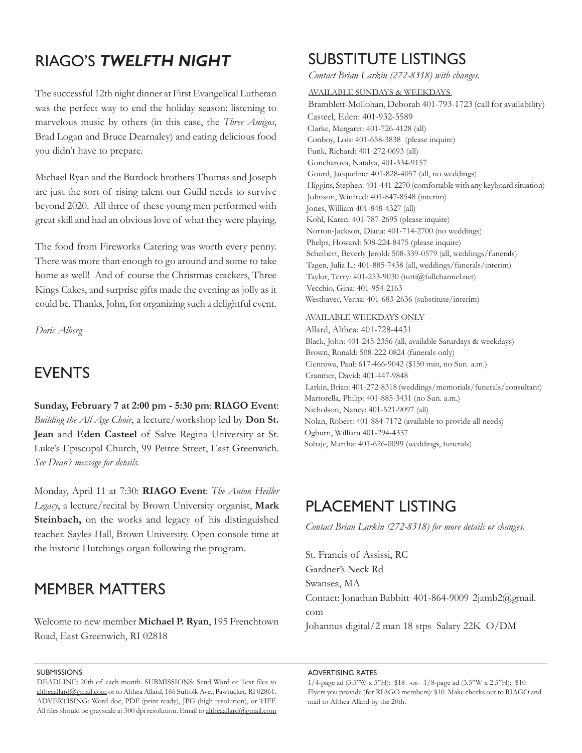## RIAGO'S *TWELFTH NIGHT*

The successful 12th night dinner at First Evangelical Lutheran was the perfect way to end the holiday season: listening to marvelous music by others (in this case, the *Three Amigos*, Brad Logan and Bruce Dearnaley) and eating delicious food you didn't have to prepare.

Michael Ryan and the Burdock brothers Thomas and Joseph are just the sort of rising talent our Guild needs to survive beyond 2020. All three of these young men performed with great skill and had an obvious love of what they were playing.

The food from Fireworks Catering was worth every penny. There was more than enough to go around and some to take home as well! And of course the Christmas crackers, Three Kings Cakes, and surprise gifts made the evening as jolly as it could be. Thanks, John, for organizing such a delightful event.

*Doris Alberg*

## EVENTS

**Sunday, February 7 at 2:00 pm - 5:30 pm**: **RIAGO Event**: *Building the All Age Choir*, a lecture/workshop led by **Don St. Jean** and **Eden Casteel** of Salve Regina University at St. Luke's Episcopal Church, 99 Peirce Street, East Greenwich. *See Dean's message for details.*

Monday, April 11 at 7:30: **RIAGO Event**: *The Anton Heiller Legacy*, a lecture/recital by Brown University organist, **Mark Steinbach,** on the works and legacy of his distinguished teacher. Sayles Hall, Brown University. Open console time at the historic Hutchings organ following the program.

## MEMBER MATTERS

Welcome to new member **Michael P. Ryan**, 195 Frenchtown Road, East Greenwich, RI 02818

## SUBSTITUTE LISTINGS

*Contact Brian Larkin (272-8318) with changes.*

AVAILABLE SUNDAYS & WEEKDAYS

Bramblett-Mollohan, Deborah 401-793-1723 (call for availability)
Casteel, Eden: 401-932-5589
Clarke, Margaret: 401-726-4128 (all)
Conboy, Lois: 401-658-3838 (please inquire)
Funk, Richard: 401-272-0693 (all)
Goncharova, Natalya, 401-334-9157
Gourd, Jacqueline: 401-828-4057 (all, no weddings)
Higgins, Stephen: 401-441-2270 (comfortable with any keyboard situation)
Johnson, Winfred: 401-847-8548 (interim)
Jones, William 401-848-4327 (all)
Kohl, Karen: 401-787-2695 (please inquire)
Norton-Jackson, Diana: 401-714-2700 (no weddings)
Phelps, Howard: 508-224-8475 (please inquire)
Scheibert, Beverly Jerold: 508-339-0579 (all, weddings/funerals)
Tagen, Julia L.: 401-885-7438 (all, weddings/funerals/interim)
Taylor, Terry: 401-253-9030 (tutti@fullchannel.net)
Vecchio, Gina: 401-954-2163
Westhaver, Verna: 401-683-2636 (substitute/interim)

AVAILABLE WEEKDAYS ONLY

Allard, Althea: 401-728-4431
Black, John: 401-245-2356 (all, available Saturdays & weekdays)
Brown, Ronald: 508-222-0824 (funerals only)
Cienniwa, Paul: 617-466-9042 ($150 min, no Sun. a.m.)
Cranmer, David: 401-447-9848
Larkin, Brian: 401-272-8318 (weddings/memorials/funerals/consultant)
Martorella, Philip: 401-885-3431 (no Sun. a.m.)
Nicholson, Nancy: 401-521-9097 (all)
Nolan, Robert: 401-884-7172 (available to provide all needs)
Ogburn, William 401-294-4357
Sobaje, Martha: 401-626-0099 (weddings, funerals)

## PLACEMENT LISTING

*Contact Brian Larkin (272-8318) for more details or changes.*

St. Francis of Assissi, RC
Gardner's Neck Rd
Swansea, MA
Contact: Jonathan Babbitt 401-864-9009 2jamb2@gmail.com
Johannus digital/2 man 18 stps Salary 22K O/DM

SUBMISSIONS

DEADLINE: 20th of each month. SUBMISSIONS: Send Word or Text files to altheaallard@gmail.com or to Althea Allard, 166 Suffolk Ave., Pawtucket, RI 02861. ADVERTISING: Word doc, PDF (print ready), JPG (high resolution), or TIFF. All files should be grayscale at 300 dpi resolution. Email to altheaallard@gmail.com

ADVERTISING RATES

1/4-page ad (3.5"W x 5"H): $18 -or- 1/8-page ad (3.5"W x 2.5"H): $10
Flyers you provide (for RIAGO members): $10. Make checks out to RIAGO and mail to Althea Allard by the 20th.